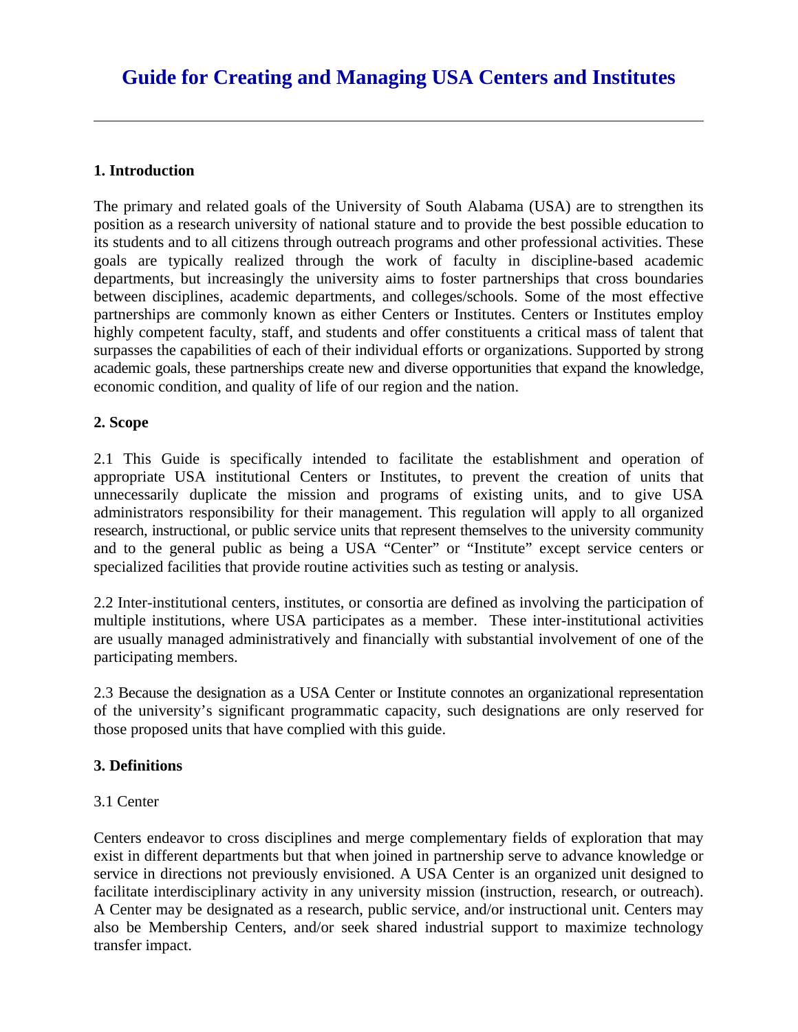# Guide for Creating and Managing USA Centers and Institutes

---

## 1. Introduction

The primary and related goals of the University of South Alabama (USA) are to strengthen its position as a research university of national stature and to provide the best possible education to its students and to all citizens through outreach programs and other professional activities. These goals are typically realized through the work of faculty in discipline-based academic departments, but increasingly the university aims to foster partnerships that cross boundaries between disciplines, academic departments, and colleges/schools. Some of the most effective partnerships are commonly known as either Centers or Institutes. Centers or Institutes employ highly competent faculty, staff, and students and offer constituents a critical mass of talent that surpasses the capabilities of each of their individual efforts or organizations. Supported by strong academic goals, these partnerships create new and diverse opportunities that expand the knowledge, economic condition, and quality of life of our region and the nation.

## 2. Scope

2.1 This Guide is specifically intended to facilitate the establishment and operation of appropriate USA institutional Centers or Institutes, to prevent the creation of units that unnecessarily duplicate the mission and programs of existing units, and to give USA administrators responsibility for their management. This regulation will apply to all organized research, instructional, or public service units that represent themselves to the university community and to the general public as being a USA "Center" or "Institute" except service centers or specialized facilities that provide routine activities such as testing or analysis.

2.2 Inter-institutional centers, institutes, or consortia are defined as involving the participation of multiple institutions, where USA participates as a member. These inter-institutional activities are usually managed administratively and financially with substantial involvement of one of the participating members.

2.3 Because the designation as a USA Center or Institute connotes an organizational representation of the university's significant programmatic capacity, such designations are only reserved for those proposed units that have complied with this guide.

## 3. Definitions

3.1 Center

Centers endeavor to cross disciplines and merge complementary fields of exploration that may exist in different departments but that when joined in partnership serve to advance knowledge or service in directions not previously envisioned. A USA Center is an organized unit designed to facilitate interdisciplinary activity in any university mission (instruction, research, or outreach). A Center may be designated as a research, public service, and/or instructional unit. Centers may also be Membership Centers, and/or seek shared industrial support to maximize technology transfer impact.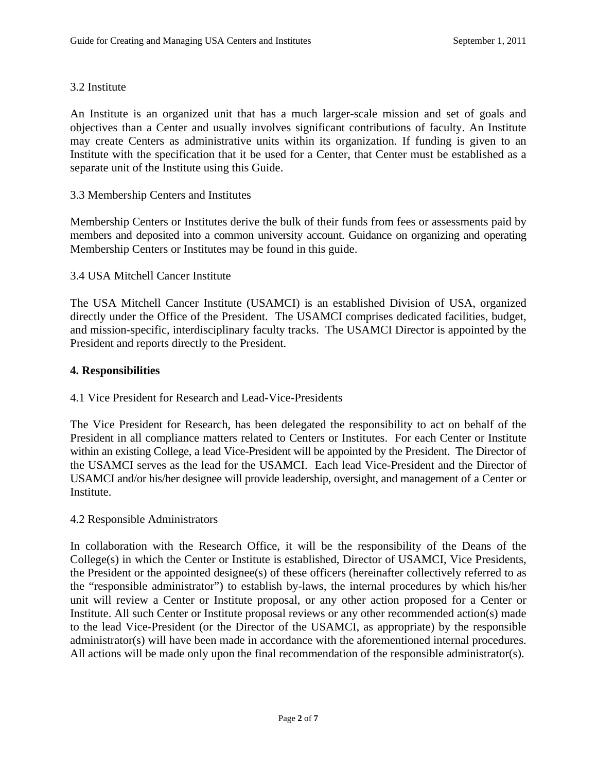3.2 Institute

An Institute is an organized unit that has a much larger-scale mission and set of goals and objectives than a Center and usually involves significant contributions of faculty. An Institute may create Centers as administrative units within its organization. If funding is given to an Institute with the specification that it be used for a Center, that Center must be established as a separate unit of the Institute using this Guide.

3.3 Membership Centers and Institutes

Membership Centers or Institutes derive the bulk of their funds from fees or assessments paid by members and deposited into a common university account. Guidance on organizing and operating Membership Centers or Institutes may be found in this guide.

3.4 USA Mitchell Cancer Institute

The USA Mitchell Cancer Institute (USAMCI) is an established Division of USA, organized directly under the Office of the President. The USAMCI comprises dedicated facilities, budget, and mission-specific, interdisciplinary faculty tracks. The USAMCI Director is appointed by the President and reports directly to the President.

## 4. Responsibilities

4.1 Vice President for Research and Lead-Vice-Presidents

The Vice President for Research, has been delegated the responsibility to act on behalf of the President in all compliance matters related to Centers or Institutes. For each Center or Institute within an existing College, a lead Vice-President will be appointed by the President. The Director of the USAMCI serves as the lead for the USAMCI. Each lead Vice-President and the Director of USAMCI and/or his/her designee will provide leadership, oversight, and management of a Center or Institute.

4.2 Responsible Administrators

In collaboration with the Research Office, it will be the responsibility of the Deans of the College(s) in which the Center or Institute is established, Director of USAMCI, Vice Presidents, the President or the appointed designee(s) of these officers (hereinafter collectively referred to as the "responsible administrator") to establish by-laws, the internal procedures by which his/her unit will review a Center or Institute proposal, or any other action proposed for a Center or Institute. All such Center or Institute proposal reviews or any other recommended action(s) made to the lead Vice-President (or the Director of the USAMCI, as appropriate) by the responsible administrator(s) will have been made in accordance with the aforementioned internal procedures. All actions will be made only upon the final recommendation of the responsible administrator(s).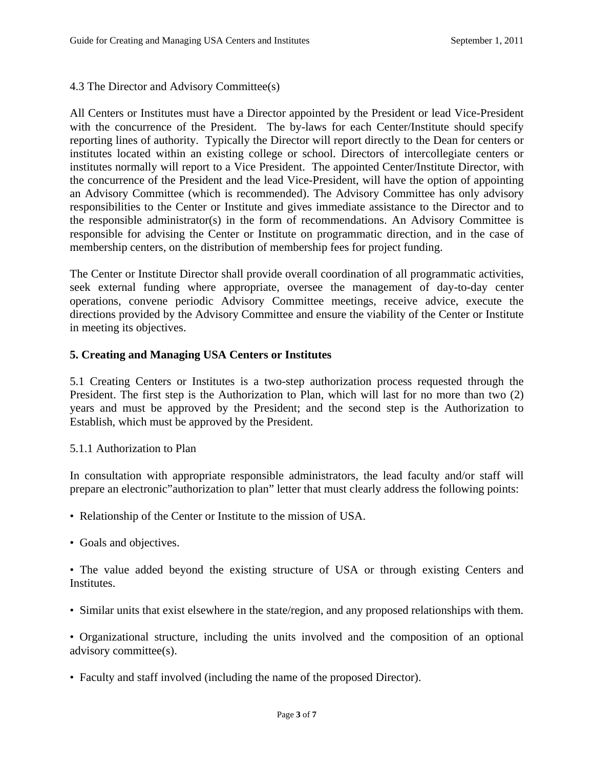4.3 The Director and Advisory Committee(s)

All Centers or Institutes must have a Director appointed by the President or lead Vice-President with the concurrence of the President. The by-laws for each Center/Institute should specify reporting lines of authority. Typically the Director will report directly to the Dean for centers or institutes located within an existing college or school. Directors of intercollegiate centers or institutes normally will report to a Vice President. The appointed Center/Institute Director, with the concurrence of the President and the lead Vice-President, will have the option of appointing an Advisory Committee (which is recommended). The Advisory Committee has only advisory responsibilities to the Center or Institute and gives immediate assistance to the Director and to the responsible administrator(s) in the form of recommendations. An Advisory Committee is responsible for advising the Center or Institute on programmatic direction, and in the case of membership centers, on the distribution of membership fees for project funding.

The Center or Institute Director shall provide overall coordination of all programmatic activities, seek external funding where appropriate, oversee the management of day-to-day center operations, convene periodic Advisory Committee meetings, receive advice, execute the directions provided by the Advisory Committee and ensure the viability of the Center or Institute in meeting its objectives.

## 5. Creating and Managing USA Centers or Institutes

5.1 Creating Centers or Institutes is a two-step authorization process requested through the President. The first step is the Authorization to Plan, which will last for no more than two (2) years and must be approved by the President; and the second step is the Authorization to Establish, which must be approved by the President.

5.1.1 Authorization to Plan

In consultation with appropriate responsible administrators, the lead faculty and/or staff will prepare an electronic"authorization to plan" letter that must clearly address the following points:

- Relationship of the Center or Institute to the mission of USA.
- Goals and objectives.
- The value added beyond the existing structure of USA or through existing Centers and Institutes.
- Similar units that exist elsewhere in the state/region, and any proposed relationships with them.
- Organizational structure, including the units involved and the composition of an optional advisory committee(s).
- Faculty and staff involved (including the name of the proposed Director).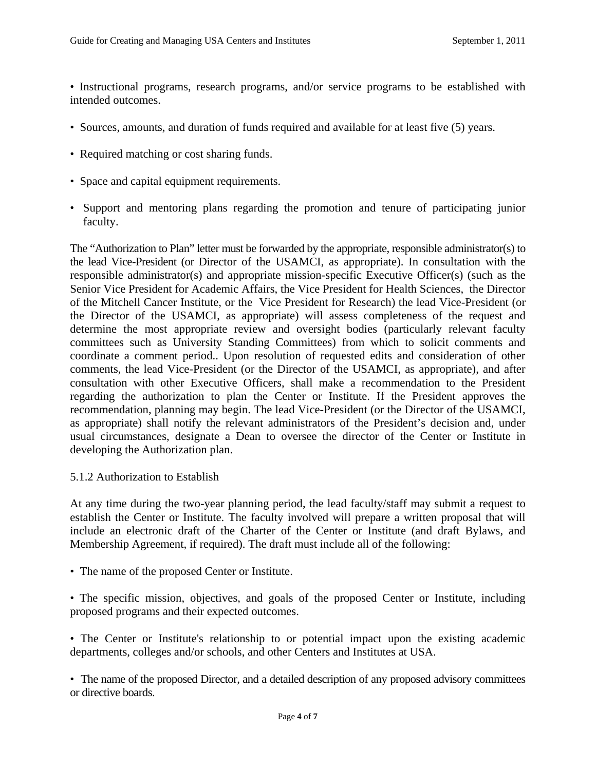- Instructional programs, research programs, and/or service programs to be established with intended outcomes.

- Sources, amounts, and duration of funds required and available for at least five (5) years.

- Required matching or cost sharing funds.

- Space and capital equipment requirements.

- Support and mentoring plans regarding the promotion and tenure of participating junior faculty.

The "Authorization to Plan" letter must be forwarded by the appropriate, responsible administrator(s) to the lead Vice-President (or Director of the USAMCI, as appropriate). In consultation with the responsible administrator(s) and appropriate mission-specific Executive Officer(s) (such as the Senior Vice President for Academic Affairs, the Vice President for Health Sciences, the Director of the Mitchell Cancer Institute, or the Vice President for Research) the lead Vice-President (or the Director of the USAMCI, as appropriate) will assess completeness of the request and determine the most appropriate review and oversight bodies (particularly relevant faculty committees such as University Standing Committees) from which to solicit comments and coordinate a comment period.. Upon resolution of requested edits and consideration of other comments, the lead Vice-President (or the Director of the USAMCI, as appropriate), and after consultation with other Executive Officers, shall make a recommendation to the President regarding the authorization to plan the Center or Institute. If the President approves the recommendation, planning may begin. The lead Vice-President (or the Director of the USAMCI, as appropriate) shall notify the relevant administrators of the President's decision and, under usual circumstances, designate a Dean to oversee the director of the Center or Institute in developing the Authorization plan.

5.1.2 Authorization to Establish

At any time during the two-year planning period, the lead faculty/staff may submit a request to establish the Center or Institute. The faculty involved will prepare a written proposal that will include an electronic draft of the Charter of the Center or Institute (and draft Bylaws, and Membership Agreement, if required). The draft must include all of the following:

- The name of the proposed Center or Institute.

- The specific mission, objectives, and goals of the proposed Center or Institute, including proposed programs and their expected outcomes.

- The Center or Institute's relationship to or potential impact upon the existing academic departments, colleges and/or schools, and other Centers and Institutes at USA.

- The name of the proposed Director, and a detailed description of any proposed advisory committees or directive boards.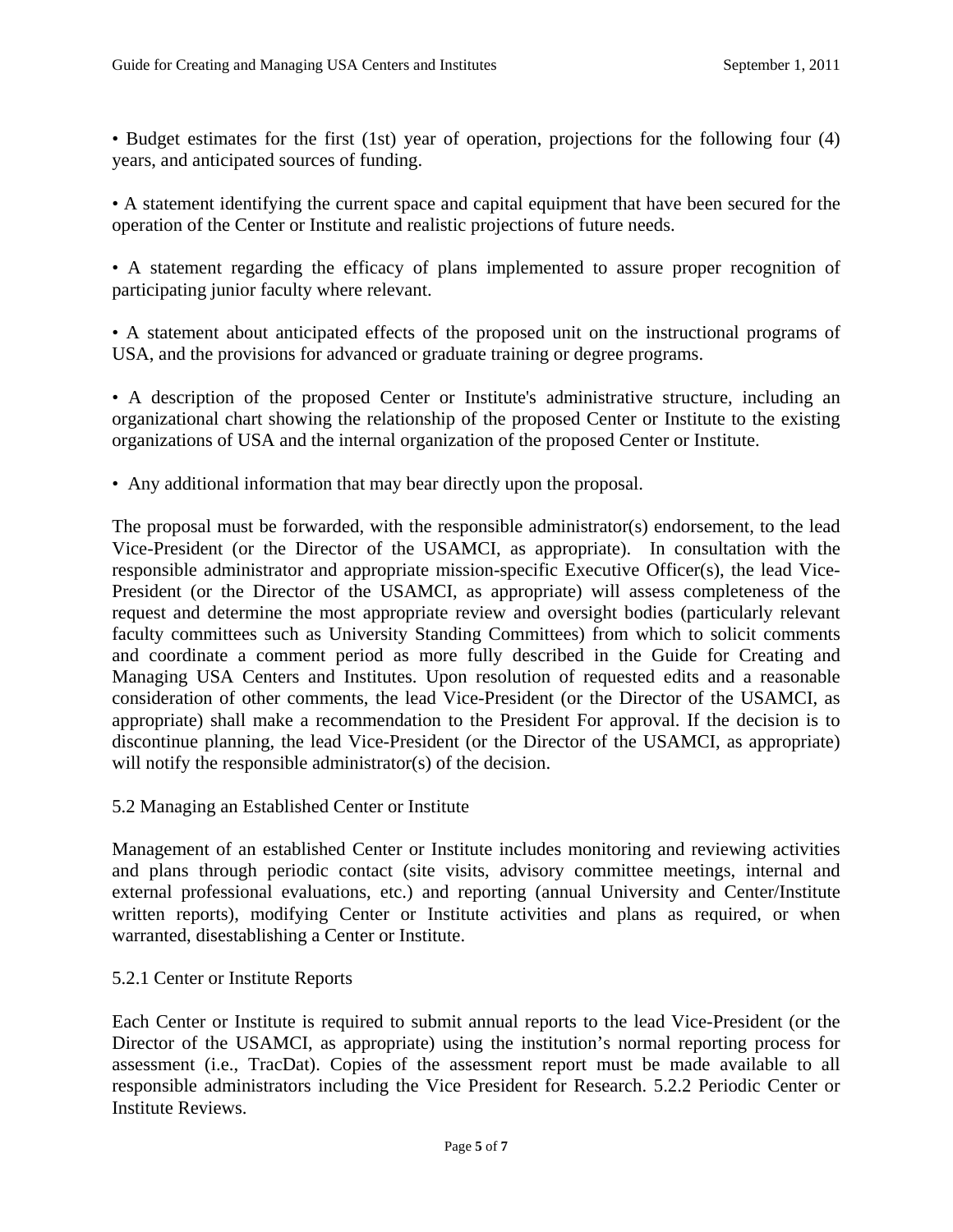• Budget estimates for the first (1st) year of operation, projections for the following four (4) years, and anticipated sources of funding.

• A statement identifying the current space and capital equipment that have been secured for the operation of the Center or Institute and realistic projections of future needs.

• A statement regarding the efficacy of plans implemented to assure proper recognition of participating junior faculty where relevant.

• A statement about anticipated effects of the proposed unit on the instructional programs of USA, and the provisions for advanced or graduate training or degree programs.

• A description of the proposed Center or Institute's administrative structure, including an organizational chart showing the relationship of the proposed Center or Institute to the existing organizations of USA and the internal organization of the proposed Center or Institute.

• Any additional information that may bear directly upon the proposal.

The proposal must be forwarded, with the responsible administrator(s) endorsement, to the lead Vice-President (or the Director of the USAMCI, as appropriate). In consultation with the responsible administrator and appropriate mission-specific Executive Officer(s), the lead Vice-President (or the Director of the USAMCI, as appropriate) will assess completeness of the request and determine the most appropriate review and oversight bodies (particularly relevant faculty committees such as University Standing Committees) from which to solicit comments and coordinate a comment period as more fully described in the Guide for Creating and Managing USA Centers and Institutes. Upon resolution of requested edits and a reasonable consideration of other comments, the lead Vice-President (or the Director of the USAMCI, as appropriate) shall make a recommendation to the President For approval. If the decision is to discontinue planning, the lead Vice-President (or the Director of the USAMCI, as appropriate) will notify the responsible administrator(s) of the decision.

## 5.2 Managing an Established Center or Institute

Management of an established Center or Institute includes monitoring and reviewing activities and plans through periodic contact (site visits, advisory committee meetings, internal and external professional evaluations, etc.) and reporting (annual University and Center/Institute written reports), modifying Center or Institute activities and plans as required, or when warranted, disestablishing a Center or Institute.

### 5.2.1 Center or Institute Reports

Each Center or Institute is required to submit annual reports to the lead Vice-President (or the Director of the USAMCI, as appropriate) using the institution's normal reporting process for assessment (i.e., TracDat). Copies of the assessment report must be made available to all responsible administrators including the Vice President for Research. 5.2.2 Periodic Center or Institute Reviews.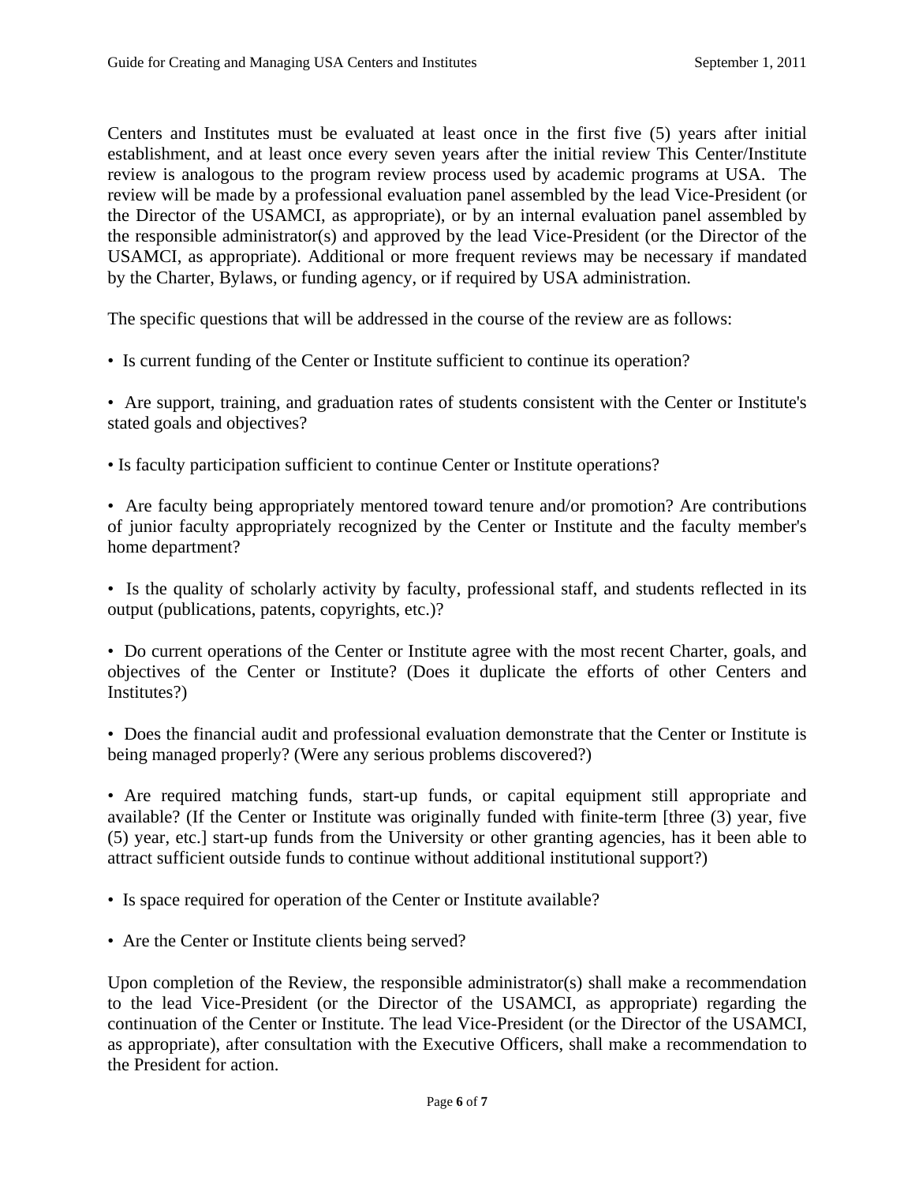Centers and Institutes must be evaluated at least once in the first five (5) years after initial establishment, and at least once every seven years after the initial review This Center/Institute review is analogous to the program review process used by academic programs at USA. The review will be made by a professional evaluation panel assembled by the lead Vice-President (or the Director of the USAMCI, as appropriate), or by an internal evaluation panel assembled by the responsible administrator(s) and approved by the lead Vice-President (or the Director of the USAMCI, as appropriate). Additional or more frequent reviews may be necessary if mandated by the Charter, Bylaws, or funding agency, or if required by USA administration.

The specific questions that will be addressed in the course of the review are as follows:

- Is current funding of the Center or Institute sufficient to continue its operation?

- Are support, training, and graduation rates of students consistent with the Center or Institute's stated goals and objectives?

- Is faculty participation sufficient to continue Center or Institute operations?

- Are faculty being appropriately mentored toward tenure and/or promotion? Are contributions of junior faculty appropriately recognized by the Center or Institute and the faculty member's home department?

- Is the quality of scholarly activity by faculty, professional staff, and students reflected in its output (publications, patents, copyrights, etc.)?

- Do current operations of the Center or Institute agree with the most recent Charter, goals, and objectives of the Center or Institute? (Does it duplicate the efforts of other Centers and Institutes?)

- Does the financial audit and professional evaluation demonstrate that the Center or Institute is being managed properly? (Were any serious problems discovered?)

- Are required matching funds, start-up funds, or capital equipment still appropriate and available? (If the Center or Institute was originally funded with finite-term [three (3) year, five (5) year, etc.] start-up funds from the University or other granting agencies, has it been able to attract sufficient outside funds to continue without additional institutional support?)

- Is space required for operation of the Center or Institute available?

- Are the Center or Institute clients being served?

Upon completion of the Review, the responsible administrator(s) shall make a recommendation to the lead Vice-President (or the Director of the USAMCI, as appropriate) regarding the continuation of the Center or Institute. The lead Vice-President (or the Director of the USAMCI, as appropriate), after consultation with the Executive Officers, shall make a recommendation to the President for action.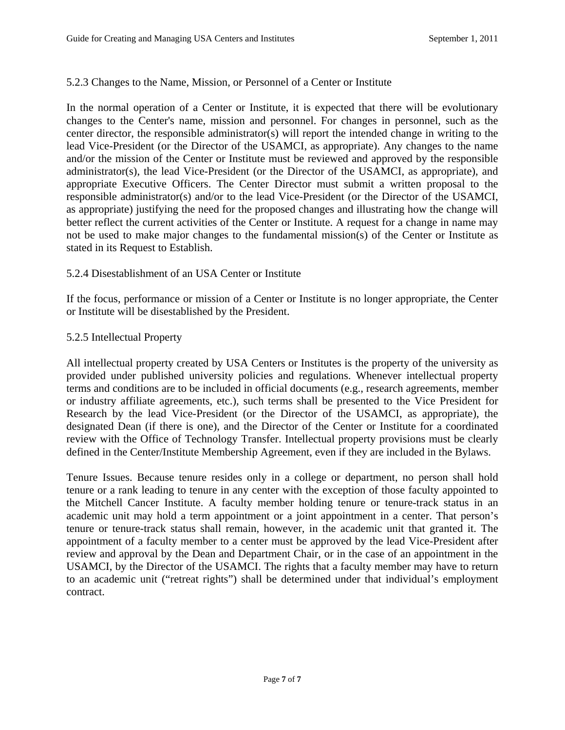### 5.2.3 Changes to the Name, Mission, or Personnel of a Center or Institute

In the normal operation of a Center or Institute, it is expected that there will be evolutionary changes to the Center's name, mission and personnel. For changes in personnel, such as the center director, the responsible administrator(s) will report the intended change in writing to the lead Vice-President (or the Director of the USAMCI, as appropriate). Any changes to the name and/or the mission of the Center or Institute must be reviewed and approved by the responsible administrator(s), the lead Vice-President (or the Director of the USAMCI, as appropriate), and appropriate Executive Officers. The Center Director must submit a written proposal to the responsible administrator(s) and/or to the lead Vice-President (or the Director of the USAMCI, as appropriate) justifying the need for the proposed changes and illustrating how the change will better reflect the current activities of the Center or Institute. A request for a change in name may not be used to make major changes to the fundamental mission(s) of the Center or Institute as stated in its Request to Establish.

### 5.2.4 Disestablishment of an USA Center or Institute

If the focus, performance or mission of a Center or Institute is no longer appropriate, the Center or Institute will be disestablished by the President.

### 5.2.5 Intellectual Property

All intellectual property created by USA Centers or Institutes is the property of the university as provided under published university policies and regulations. Whenever intellectual property terms and conditions are to be included in official documents (e.g., research agreements, member or industry affiliate agreements, etc.), such terms shall be presented to the Vice President for Research by the lead Vice-President (or the Director of the USAMCI, as appropriate), the designated Dean (if there is one), and the Director of the Center or Institute for a coordinated review with the Office of Technology Transfer. Intellectual property provisions must be clearly defined in the Center/Institute Membership Agreement, even if they are included in the Bylaws.

Tenure Issues. Because tenure resides only in a college or department, no person shall hold tenure or a rank leading to tenure in any center with the exception of those faculty appointed to the Mitchell Cancer Institute. A faculty member holding tenure or tenure-track status in an academic unit may hold a term appointment or a joint appointment in a center. That person's tenure or tenure-track status shall remain, however, in the academic unit that granted it. The appointment of a faculty member to a center must be approved by the lead Vice-President after review and approval by the Dean and Department Chair, or in the case of an appointment in the USAMCI, by the Director of the USAMCI. The rights that a faculty member may have to return to an academic unit ("retreat rights") shall be determined under that individual's employment contract.